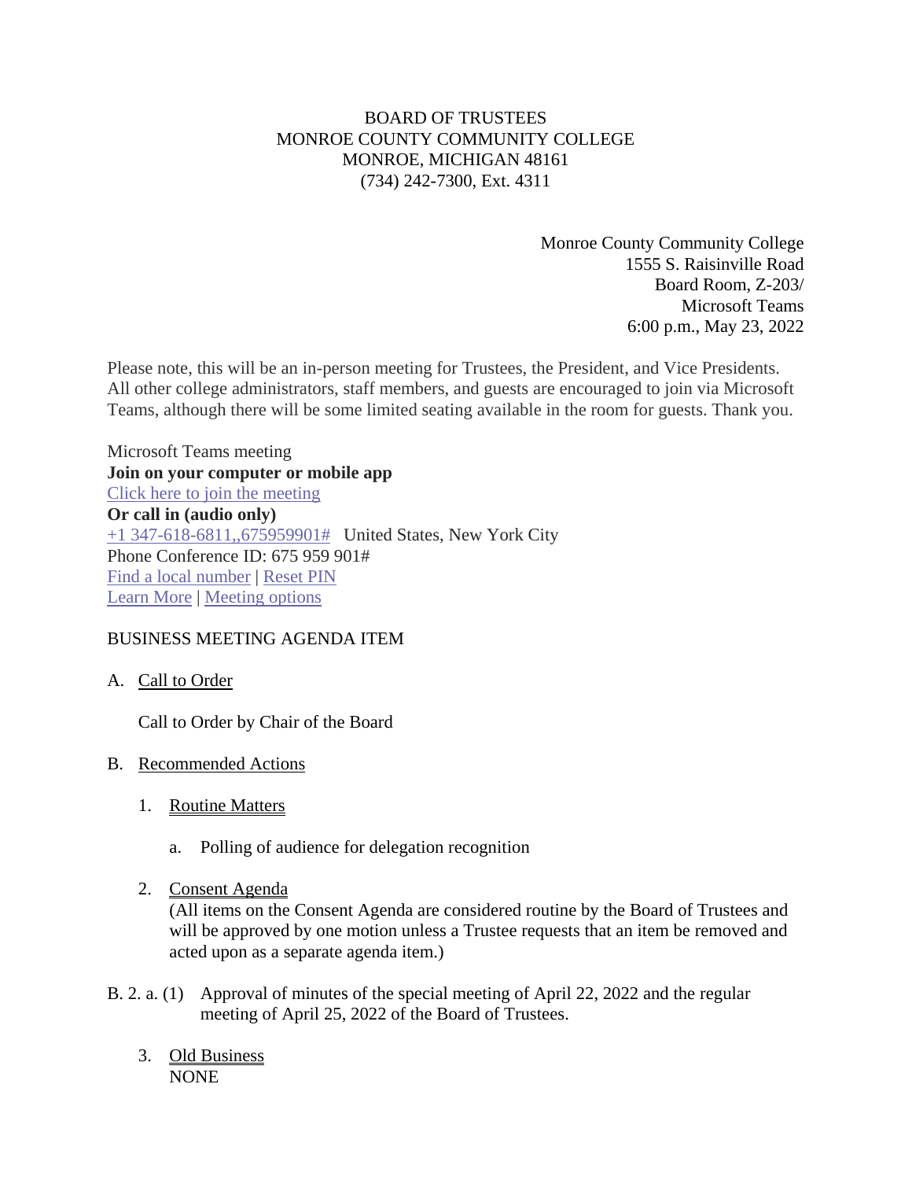BOARD OF TRUSTEES
MONROE COUNTY COMMUNITY COLLEGE
MONROE, MICHIGAN 48161
(734) 242-7300, Ext. 4311

Monroe County Community College
1555 S. Raisinville Road
Board Room, Z-203/
Microsoft Teams
6:00 p.m., May 23, 2022

Please note, this will be an in-person meeting for Trustees, the President, and Vice Presidents. All other college administrators, staff members, and guests are encouraged to join via Microsoft Teams, although there will be some limited seating available in the room for guests. Thank you.

Microsoft Teams meeting
**Join on your computer or mobile app**
Click here to join the meeting
**Or call in (audio only)**
+1 347-618-6811,,675959901# United States, New York City
Phone Conference ID: 675 959 901#
Find a local number | Reset PIN
Learn More | Meeting options

BUSINESS MEETING AGENDA ITEM

A. Call to Order

Call to Order by Chair of the Board

B. Recommended Actions

1. Routine Matters

   a. Polling of audience for delegation recognition

2. Consent Agenda
(All items on the Consent Agenda are considered routine by the Board of Trustees and will be approved by one motion unless a Trustee requests that an item be removed and acted upon as a separate agenda item.)

B. 2. a. (1) Approval of minutes of the special meeting of April 22, 2022 and the regular meeting of April 25, 2022 of the Board of Trustees.

3. Old Business
NONE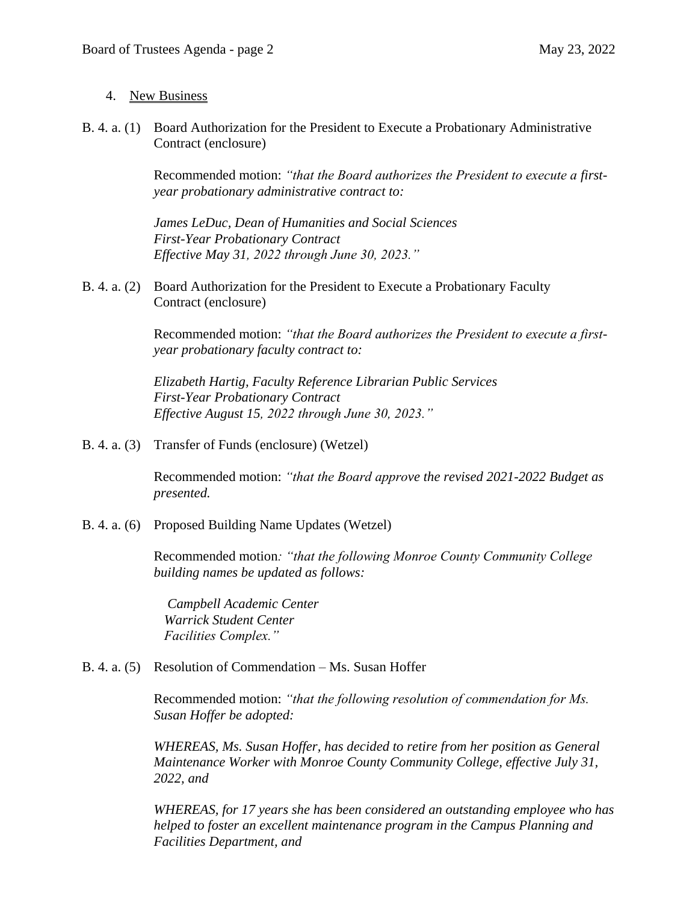4. <u>New Business</u>

B. 4. a. (1) Board Authorization for the President to Execute a Probationary Administrative Contract (enclosure)

Recommended motion: *"that the Board authorizes the President to execute a first-year probationary administrative contract to:*

*James LeDuc, Dean of Humanities and Social Sciences*
*First-Year Probationary Contract*
*Effective May 31, 2022 through June 30, 2023."*

B. 4. a. (2) Board Authorization for the President to Execute a Probationary Faculty Contract (enclosure)

Recommended motion: *"that the Board authorizes the President to execute a first-year probationary faculty contract to:*

*Elizabeth Hartig, Faculty Reference Librarian Public Services*
*First-Year Probationary Contract*
*Effective August 15, 2022 through June 30, 2023."*

B. 4. a. (3) Transfer of Funds (enclosure) (Wetzel)

Recommended motion: *"that the Board approve the revised 2021-2022 Budget as presented.*

B. 4. a. (6) Proposed Building Name Updates (Wetzel)

Recommended motion*: "that the following Monroe County Community College building names be updated as follows:*

*Campbell Academic Center*
*Warrick Student Center*
*Facilities Complex."*

B. 4. a. (5) Resolution of Commendation – Ms. Susan Hoffer

Recommended motion: *"that the following resolution of commendation for Ms. Susan Hoffer be adopted:*

*WHEREAS, Ms. Susan Hoffer, has decided to retire from her position as General Maintenance Worker with Monroe County Community College, effective July 31, 2022, and*

*WHEREAS, for 17 years she has been considered an outstanding employee who has helped to foster an excellent maintenance program in the Campus Planning and Facilities Department, and*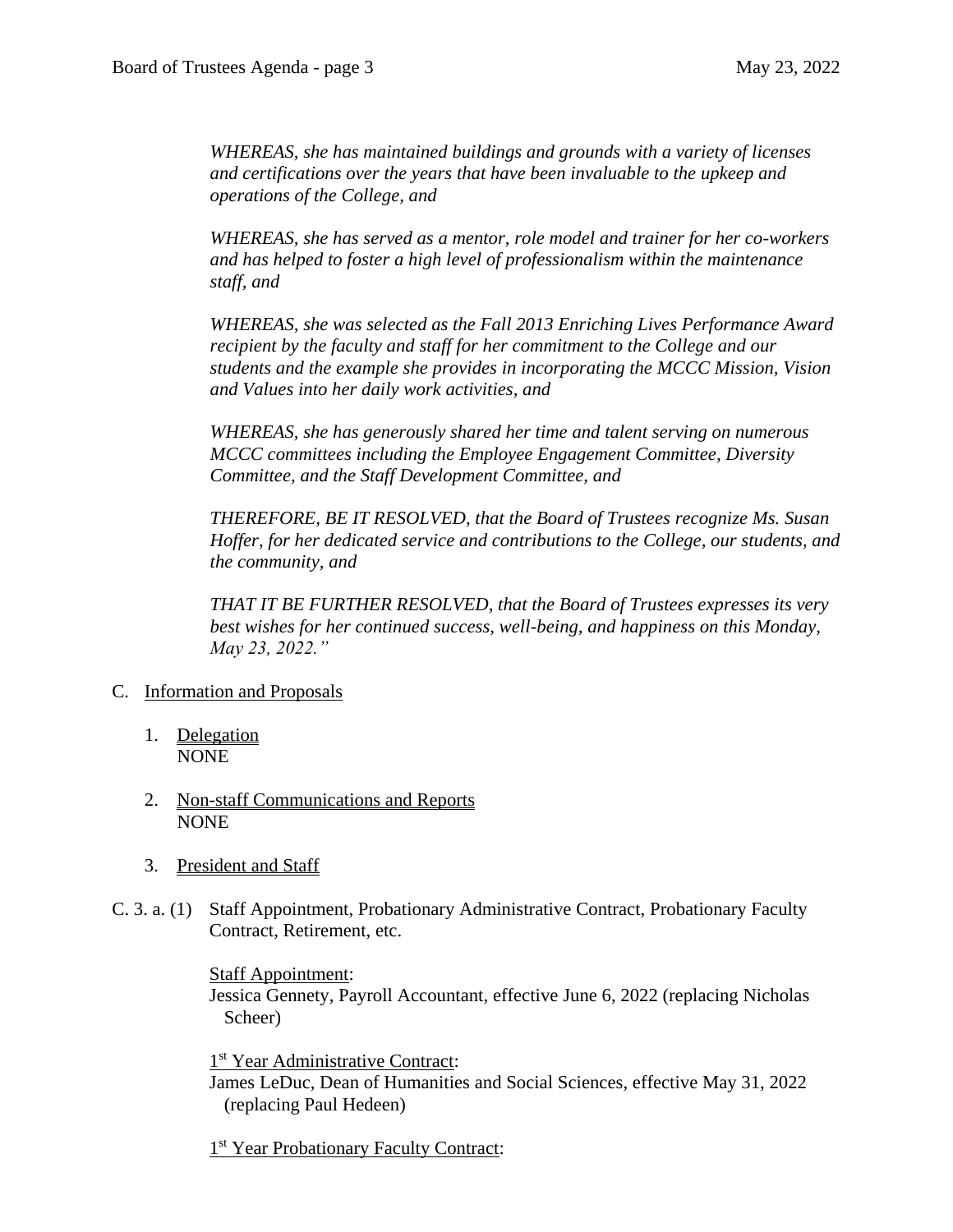*WHEREAS, she has maintained buildings and grounds with a variety of licenses and certifications over the years that have been invaluable to the upkeep and operations of the College, and*

*WHEREAS, she has served as a mentor, role model and trainer for her co-workers and has helped to foster a high level of professionalism within the maintenance staff, and*

*WHEREAS, she was selected as the Fall 2013 Enriching Lives Performance Award recipient by the faculty and staff for her commitment to the College and our students and the example she provides in incorporating the MCCC Mission, Vision and Values into her daily work activities, and*

*WHEREAS, she has generously shared her time and talent serving on numerous MCCC committees including the Employee Engagement Committee, Diversity Committee, and the Staff Development Committee, and*

*THEREFORE, BE IT RESOLVED, that the Board of Trustees recognize Ms. Susan Hoffer, for her dedicated service and contributions to the College, our students, and the community, and*

*THAT IT BE FURTHER RESOLVED, that the Board of Trustees expresses its very best wishes for her continued success, well-being, and happiness on this Monday, May 23, 2022."*

C. Information and Proposals

1. Delegation
   NONE

2. Non-staff Communications and Reports
   NONE

3. President and Staff

C. 3. a. (1) Staff Appointment, Probationary Administrative Contract, Probationary Faculty Contract, Retirement, etc.

Staff Appointment:
Jessica Gennety, Payroll Accountant, effective June 6, 2022 (replacing Nicholas Scheer)

1st Year Administrative Contract:
James LeDuc, Dean of Humanities and Social Sciences, effective May 31, 2022 (replacing Paul Hedeen)

1st Year Probationary Faculty Contract: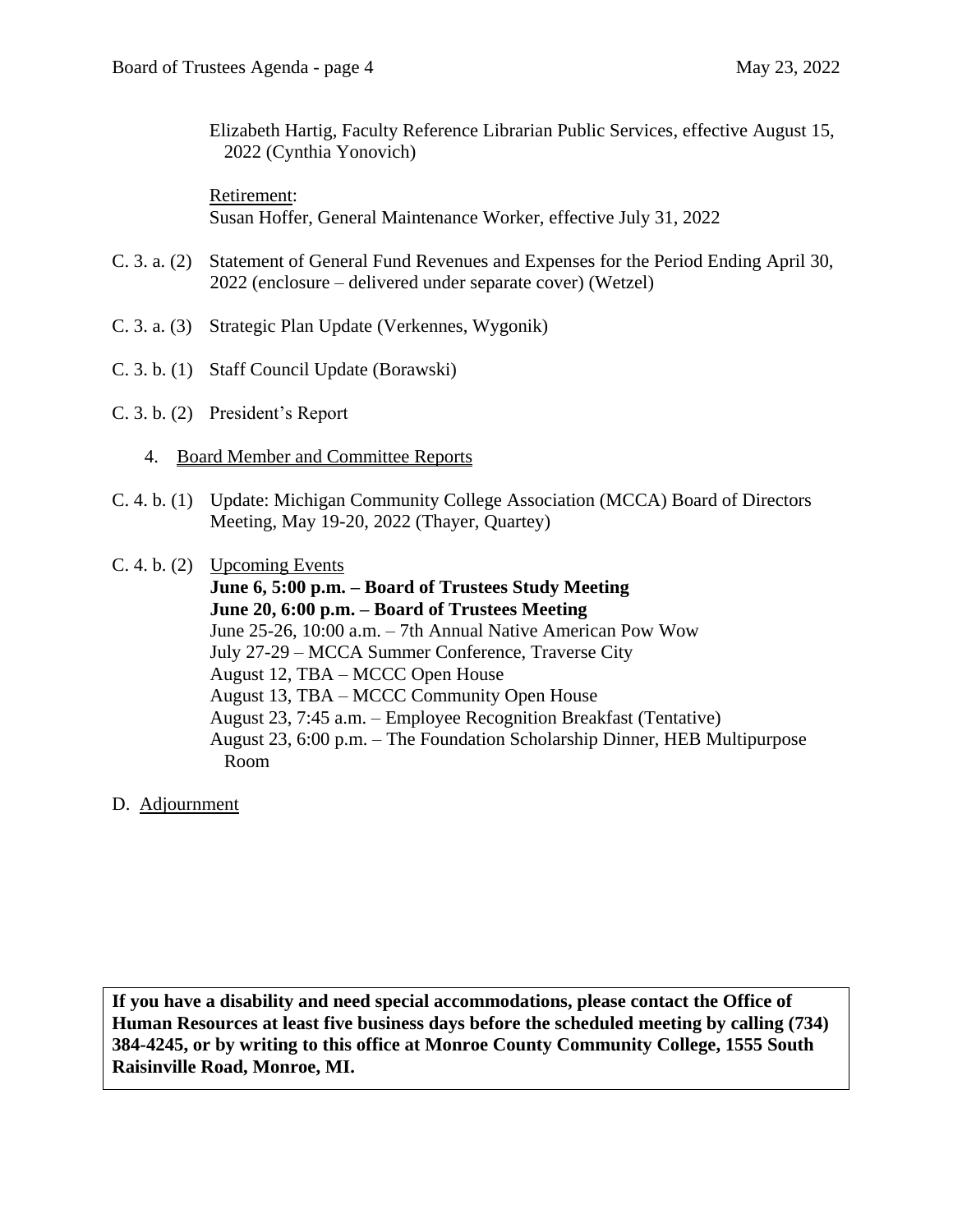Elizabeth Hartig, Faculty Reference Librarian Public Services, effective August 15, 2022 (Cynthia Yonovich)

Retirement:
Susan Hoffer, General Maintenance Worker, effective July 31, 2022

C. 3. a. (2) Statement of General Fund Revenues and Expenses for the Period Ending April 30, 2022 (enclosure – delivered under separate cover) (Wetzel)

C. 3. a. (3) Strategic Plan Update (Verkennes, Wygonik)

C. 3. b. (1) Staff Council Update (Borawski)

C. 3. b. (2) President's Report

4. Board Member and Committee Reports

C. 4. b. (1) Update: Michigan Community College Association (MCCA) Board of Directors Meeting, May 19-20, 2022 (Thayer, Quartey)

C. 4. b. (2) Upcoming Events
**June 6, 5:00 p.m. – Board of Trustees Study Meeting**
**June 20, 6:00 p.m. – Board of Trustees Meeting**
June 25-26, 10:00 a.m. – 7th Annual Native American Pow Wow
July 27-29 – MCCA Summer Conference, Traverse City
August 12, TBA – MCCC Open House
August 13, TBA – MCCC Community Open House
August 23, 7:45 a.m. – Employee Recognition Breakfast (Tentative)
August 23, 6:00 p.m. – The Foundation Scholarship Dinner, HEB Multipurpose Room

D. Adjournment

**If you have a disability and need special accommodations, please contact the Office of Human Resources at least five business days before the scheduled meeting by calling (734) 384-4245, or by writing to this office at Monroe County Community College, 1555 South Raisinville Road, Monroe, MI.**